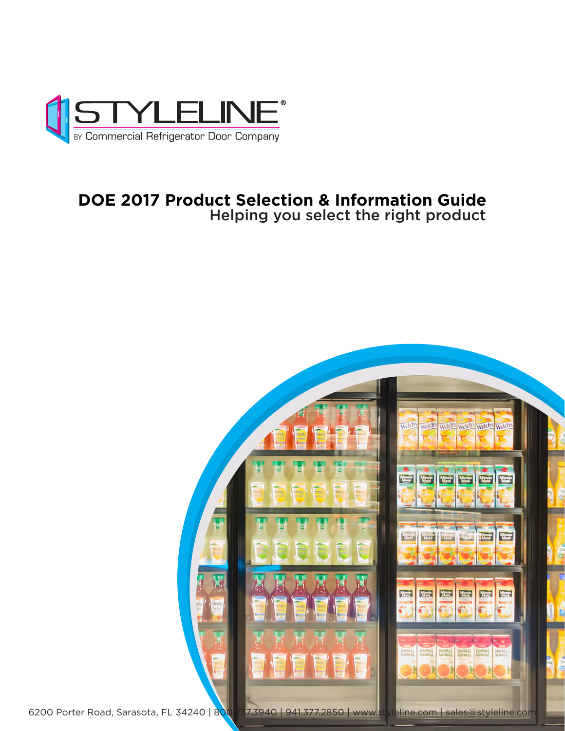STYLELINE®

BY Commercial Refrigerator Door Company

# DOE 2017 Product Selection & Information Guide

Helping you select the right product

6200 Porter Road, Sarasota, FL 34240 | 800.237.3940 | 941.377.2850 | www.styleline.com | sales@styleline.com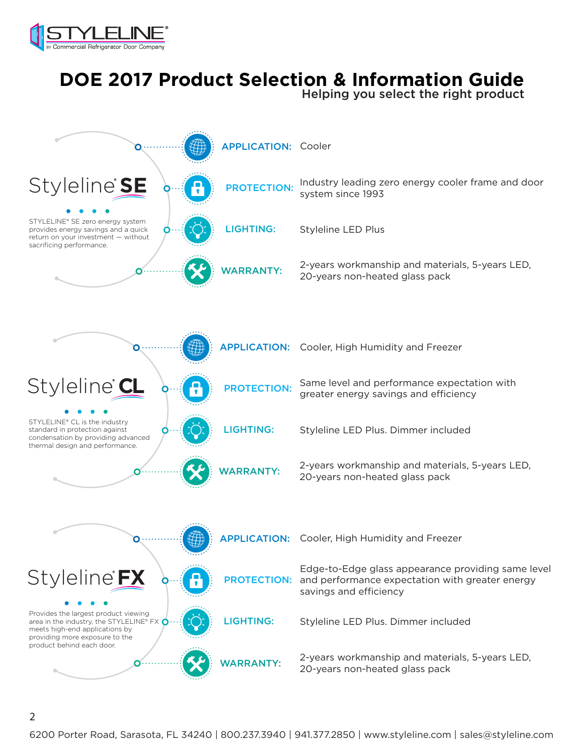STYLELINE® BY Commercial Refrigerator Door Company

# DOE 2017 Product Selection & Information Guide

Helping you select the right product

## Styleline® SE

STYLELINE® SE zero energy system provides energy savings and a quick return on your investment — without sacrificing performance.

**APPLICATION:** Cooler

**PROTECTION:** Industry leading zero energy cooler frame and door system since 1993

**LIGHTING:** Styleline LED Plus

**WARRANTY:** 2-years workmanship and materials, 5-years LED, 20-years non-heated glass pack

## Styleline® CL

STYLELINE® CL is the industry standard in protection against condensation by providing advanced thermal design and performance.

**APPLICATION:** Cooler, High Humidity and Freezer

**PROTECTION:** Same level and performance expectation with greater energy savings and efficiency

**LIGHTING:** Styleline LED Plus. Dimmer included

**WARRANTY:** 2-years workmanship and materials, 5-years LED, 20-years non-heated glass pack

## Styleline® FX

Provides the largest product viewing area in the industry, the STYLELINE® FX meets high-end applications by providing more exposure to the product behind each door.

**APPLICATION:** Cooler, High Humidity and Freezer

**PROTECTION:** Edge-to-Edge glass appearance providing same level and performance expectation with greater energy savings and efficiency

**LIGHTING:** Styleline LED Plus. Dimmer included

**WARRANTY:** 2-years workmanship and materials, 5-years LED, 20-years non-heated glass pack

6200 Porter Road, Sarasota, FL 34240 | 800.237.3940 | 941.377.2850 | www.styleline.com | sales@styleline.com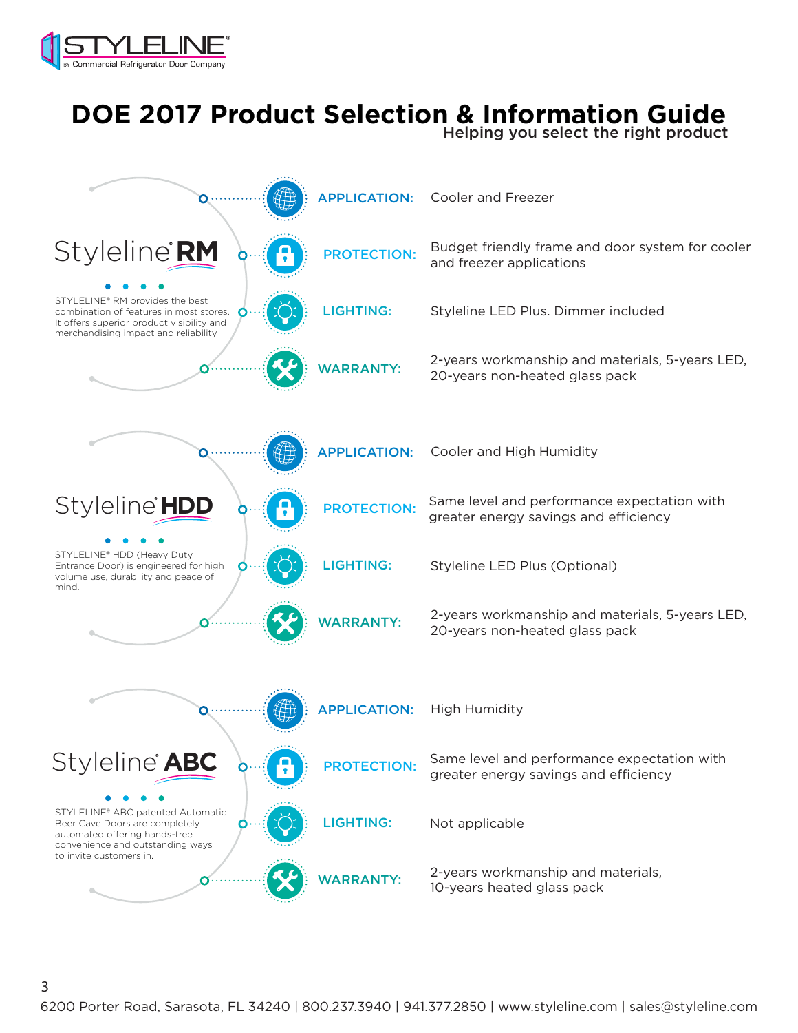STYLELINE®
BY Commercial Refrigerator Door Company

# DOE 2017 Product Selection & Information Guide

Helping you select the right product

## Styleline® RM

STYLELINE® RM provides the best combination of features in most stores. It offers superior product visibility and merchandising impact and reliability

**APPLICATION:** Cooler and Freezer

**PROTECTION:** Budget friendly frame and door system for cooler and freezer applications

**LIGHTING:** Styleline LED Plus. Dimmer included

**WARRANTY:** 2-years workmanship and materials, 5-years LED, 20-years non-heated glass pack

## Styleline® HDD

STYLELINE® HDD (Heavy Duty Entrance Door) is engineered for high volume use, durability and peace of mind.

**APPLICATION:** Cooler and High Humidity

**PROTECTION:** Same level and performance expectation with greater energy savings and efficiency

**LIGHTING:** Styleline LED Plus (Optional)

**WARRANTY:** 2-years workmanship and materials, 5-years LED, 20-years non-heated glass pack

## Styleline® ABC

STYLELINE® ABC patented Automatic Beer Cave Doors are completely automated offering hands-free convenience and outstanding ways to invite customers in.

**APPLICATION:** High Humidity

**PROTECTION:** Same level and performance expectation with greater energy savings and efficiency

**LIGHTING:** Not applicable

**WARRANTY:** 2-years workmanship and materials, 10-years heated glass pack

6200 Porter Road, Sarasota, FL 34240 | 800.237.3940 | 941.377.2850 | www.styleline.com | sales@styleline.com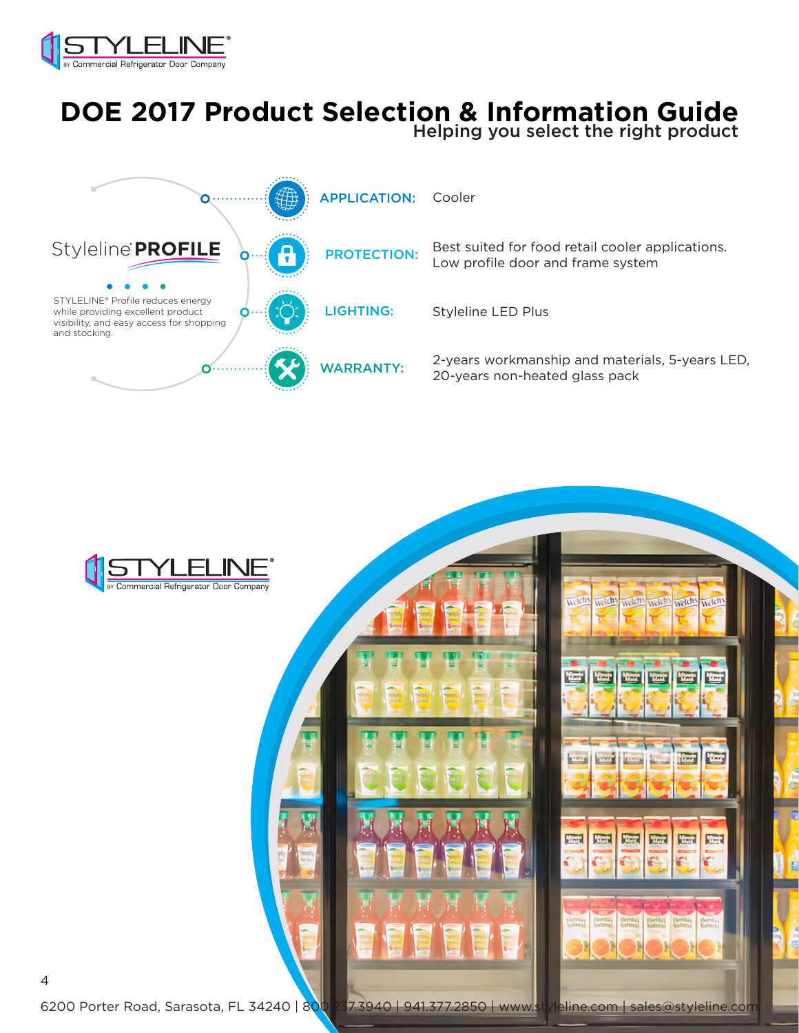# DOE 2017 Product Selection & Information Guide

## Helping you select the right product

Styleline **PROFILE**

STYLELINE® Profile reduces energy while providing excellent product visibility, and easy access for shopping and stocking.

| | |
|---|---|
| APPLICATION: | Cooler |
| PROTECTION: | Best suited for food retail cooler applications. Low profile door and frame system |
| LIGHTING: | Styleline LED Plus |
| WARRANTY: | 2-years workmanship and materials, 5-years LED, 20-years non-heated glass pack |

6200 Porter Road, Sarasota, FL 34240 | 800.237.3940 | 941.377.2850 | www.styleline.com | sales@styleline.com